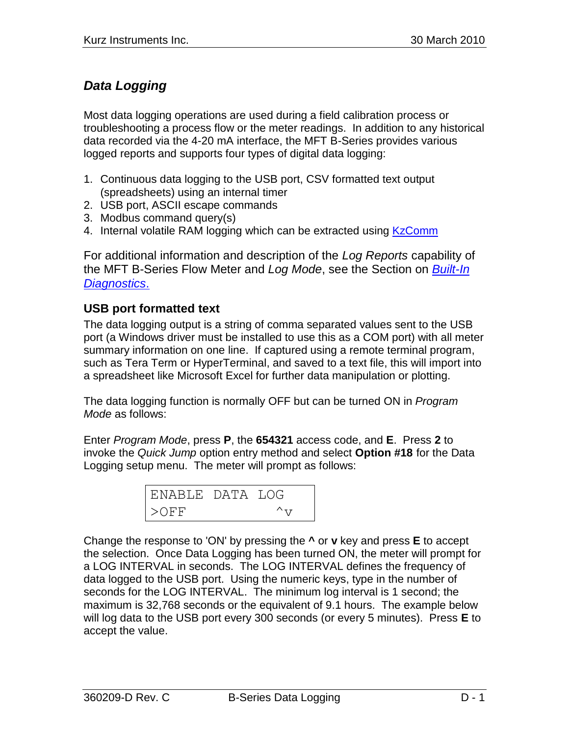## *Data Logging*

Most data logging operations are used during a field calibration process or troubleshooting a process flow or the meter readings. In addition to any historical data recorded via the 4-20 mA interface, the MFT B-Series provides various logged reports and supports four types of digital data logging:

1. Continuous data logging to the USB port, CSV formatted text output (spreadsheets) using an internal timer
2. USB port, ASCII escape commands
3. Modbus command query(s)
4. Internal volatile RAM logging which can be extracted using KzComm

For additional information and description of the *Log Reports* capability of the MFT B-Series Flow Meter and *Log Mode*, see the Section on *Built-In Diagnostics*.

### USB port formatted text

The data logging output is a string of comma separated values sent to the USB port (a Windows driver must be installed to use this as a COM port) with all meter summary information on one line. If captured using a remote terminal program, such as Tera Term or HyperTerminal, and saved to a text file, this will import into a spreadsheet like Microsoft Excel for further data manipulation or plotting.

The data logging function is normally OFF but can be turned ON in *Program Mode* as follows:

Enter *Program Mode*, press **P**, the **654321** access code, and **E**. Press **2** to invoke the *Quick Jump* option entry method and select **Option #18** for the Data Logging setup menu. The meter will prompt as follows:

```
ENABLE DATA LOG
>OFF           ^v
```

Change the response to 'ON' by pressing the **^** or **v** key and press **E** to accept the selection. Once Data Logging has been turned ON, the meter will prompt for a LOG INTERVAL in seconds. The LOG INTERVAL defines the frequency of data logged to the USB port. Using the numeric keys, type in the number of seconds for the LOG INTERVAL. The minimum log interval is 1 second; the maximum is 32,768 seconds or the equivalent of 9.1 hours. The example below will log data to the USB port every 300 seconds (or every 5 minutes). Press **E** to accept the value.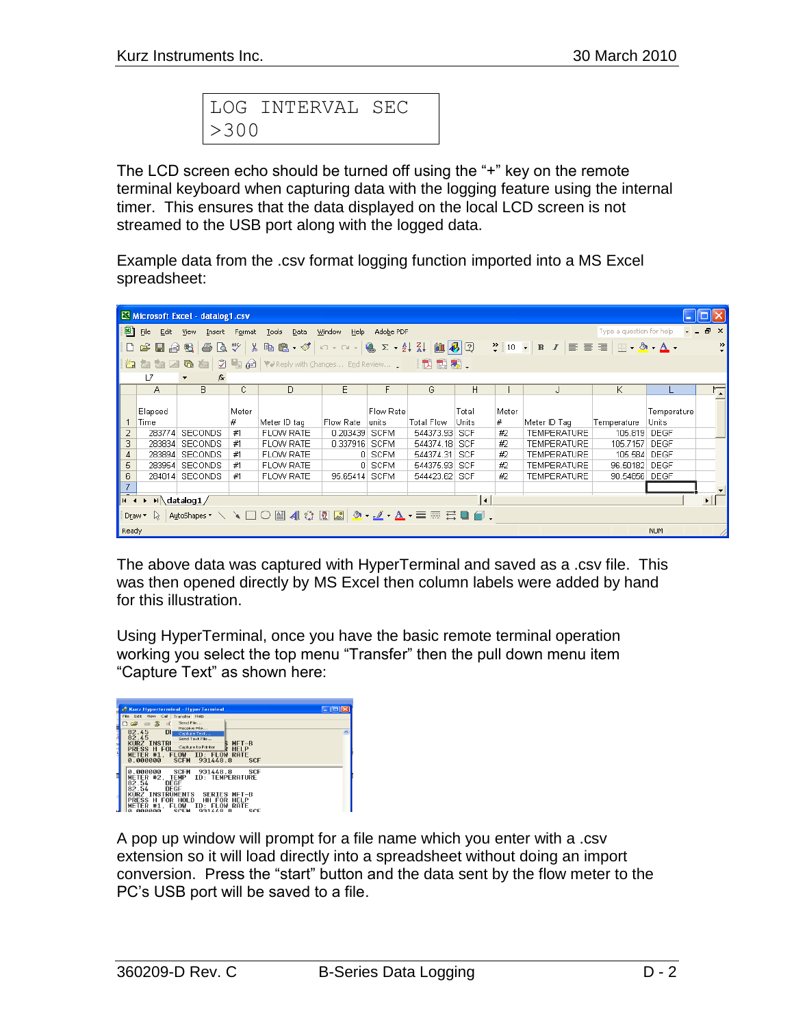```
LOG INTERVAL SEC
>300
```

The LCD screen echo should be turned off using the "+" key on the remote terminal keyboard when capturing data with the logging feature using the internal timer. This ensures that the data displayed on the local LCD screen is not streamed to the USB port along with the logged data.

Example data from the .csv format logging function imported into a MS Excel spreadsheet:

| Elapsed Time | | Meter # | Meter ID tag | Flow Rate | Flow Rate units | Total Flow | Total Units | Meter # | Meter ID Tag | Temperature | Temperature Units |
|---|---|---|---|---|---|---|---|---|---|---|---|
| 283774 | SECONDS | #1 | FLOW RATE | 0.203439 | SCFM | 544373.93 | SCF | #2 | TEMPERATURE | 105.619 | DEGF |
| 283834 | SECONDS | #1 | FLOW RATE | 0.337916 | SCFM | 544374.18 | SCF | #2 | TEMPERATURE | 105.7157 | DEGF |
| 283894 | SECONDS | #1 | FLOW RATE | 0 | SCFM | 544374.31 | SCF | #2 | TEMPERATURE | 105.584 | DEGF |
| 283954 | SECONDS | #1 | FLOW RATE | 0 | SCFM | 544375.93 | SCF | #2 | TEMPERATURE | 96.60182 | DEGF |
| 284014 | SECONDS | #1 | FLOW RATE | 95.65414 | SCFM | 544423.62 | SCF | #2 | TEMPERATURE | 90.54656 | DEGF |

The above data was captured with HyperTerminal and saved as a .csv file. This was then opened directly by MS Excel then column labels were added by hand for this illustration.

Using HyperTerminal, once you have the basic remote terminal operation working you select the top menu "Transfer" then the pull down menu item "Capture Text" as shown here:

A pop up window will prompt for a file name which you enter with a .csv extension so it will load directly into a spreadsheet without doing an import conversion. Press the "start" button and the data sent by the flow meter to the PC's USB port will be saved to a file.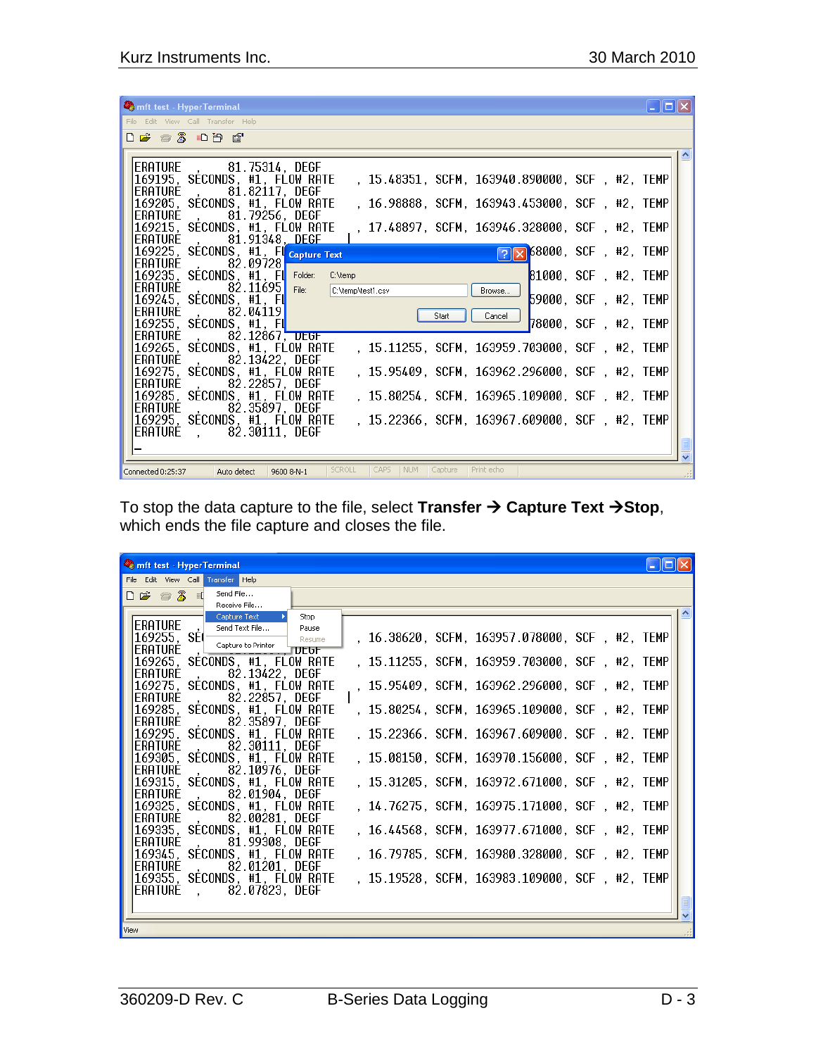To stop the data capture to the file, select **Transfer → Capture Text →Stop**, which ends the file capture and closes the file.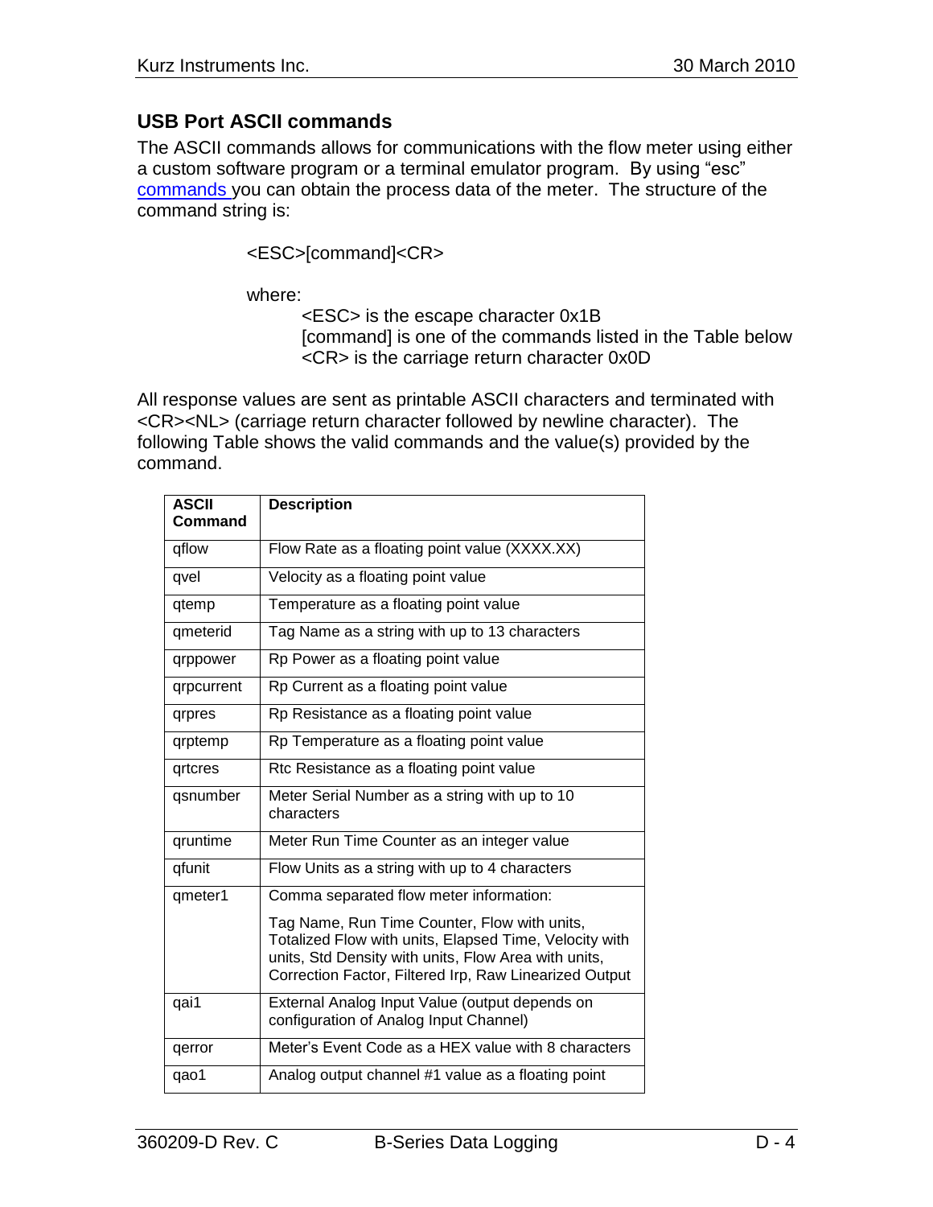### USB Port ASCII commands

The ASCII commands allows for communications with the flow meter using either a custom software program or a terminal emulator program. By using "esc" commands you can obtain the process data of the meter. The structure of the command string is:

<ESC>[command]<CR>

where:

<ESC> is the escape character 0x1B
[command] is one of the commands listed in the Table below
<CR> is the carriage return character 0x0D

All response values are sent as printable ASCII characters and terminated with <CR><NL> (carriage return character followed by newline character). The following Table shows the valid commands and the value(s) provided by the command.

| ASCII Command | Description |
|---|---|
| qflow | Flow Rate as a floating point value (XXXX.XX) |
| qvel | Velocity as a floating point value |
| qtemp | Temperature as a floating point value |
| qmeterid | Tag Name as a string with up to 13 characters |
| qrppower | Rp Power as a floating point value |
| qrpcurrent | Rp Current as a floating point value |
| qrpres | Rp Resistance as a floating point value |
| qrptemp | Rp Temperature as a floating point value |
| qrtcres | Rtc Resistance as a floating point value |
| qsnumber | Meter Serial Number as a string with up to 10 characters |
| qruntime | Meter Run Time Counter as an integer value |
| qfunit | Flow Units as a string with up to 4 characters |
| qmeter1 | Comma separated flow meter information:<br><br>Tag Name, Run Time Counter, Flow with units, Totalized Flow with units, Elapsed Time, Velocity with units, Std Density with units, Flow Area with units, Correction Factor, Filtered Irp, Raw Linearized Output |
| qai1 | External Analog Input Value (output depends on configuration of Analog Input Channel) |
| qerror | Meter's Event Code as a HEX value with 8 characters |
| qao1 | Analog output channel #1 value as a floating point |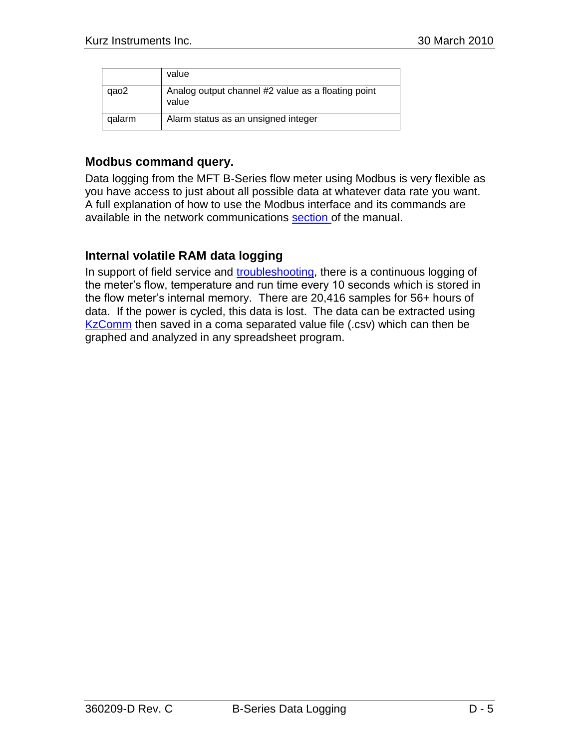| | |
|---|---|
| | value |
| qao2 | Analog output channel #2 value as a floating point value |
| qalarm | Alarm status as an unsigned integer |

### Modbus command query.

Data logging from the MFT B-Series flow meter using Modbus is very flexible as you have access to just about all possible data at whatever data rate you want. A full explanation of how to use the Modbus interface and its commands are available in the network communications section of the manual.

### Internal volatile RAM data logging

In support of field service and troubleshooting, there is a continuous logging of the meter's flow, temperature and run time every 10 seconds which is stored in the flow meter's internal memory. There are 20,416 samples for 56+ hours of data. If the power is cycled, this data is lost. The data can be extracted using KzComm then saved in a coma separated value file (.csv) which can then be graphed and analyzed in any spreadsheet program.